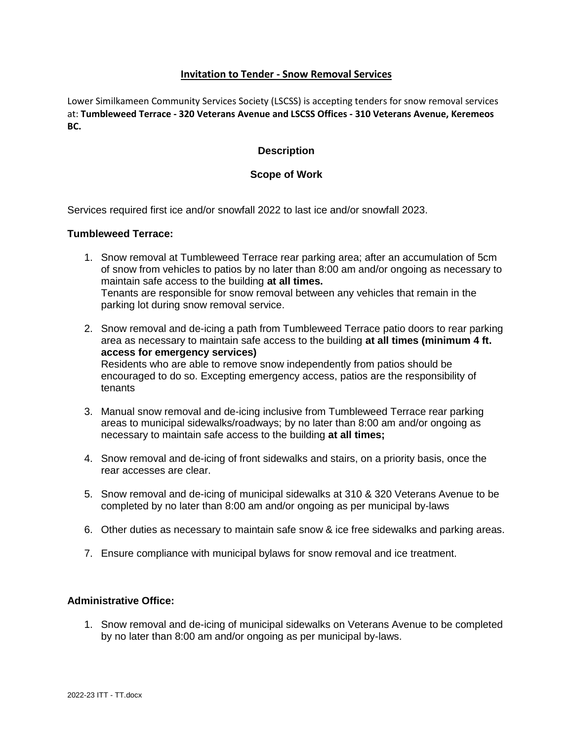# Invitation to Tender - Snow Removal Services

Lower Similkameen Community Services Society (LSCSS) is accepting tenders for snow removal services at: **Tumbleweed Terrace - 320 Veterans Avenue and LSCSS Offices - 310 Veterans Avenue, Keremeos BC.**

## Description

## Scope of Work

Services required first ice and/or snowfall 2022 to last ice and/or snowfall 2023.

### Tumbleweed Terrace:

1. Snow removal at Tumbleweed Terrace rear parking area; after an accumulation of 5cm of snow from vehicles to patios by no later than 8:00 am and/or ongoing as necessary to maintain safe access to the building **at all times.**
   Tenants are responsible for snow removal between any vehicles that remain in the parking lot during snow removal service.

2. Snow removal and de-icing a path from Tumbleweed Terrace patio doors to rear parking area as necessary to maintain safe access to the building **at all times (minimum 4 ft. access for emergency services)**
   Residents who are able to remove snow independently from patios should be encouraged to do so. Excepting emergency access, patios are the responsibility of tenants

3. Manual snow removal and de-icing inclusive from Tumbleweed Terrace rear parking areas to municipal sidewalks/roadways; by no later than 8:00 am and/or ongoing as necessary to maintain safe access to the building **at all times;**

4. Snow removal and de-icing of front sidewalks and stairs, on a priority basis, once the rear accesses are clear.

5. Snow removal and de-icing of municipal sidewalks at 310 & 320 Veterans Avenue to be completed by no later than 8:00 am and/or ongoing as per municipal by-laws

6. Other duties as necessary to maintain safe snow & ice free sidewalks and parking areas.

7. Ensure compliance with municipal bylaws for snow removal and ice treatment.

### Administrative Office:

1. Snow removal and de-icing of municipal sidewalks on Veterans Avenue to be completed by no later than 8:00 am and/or ongoing as per municipal by-laws.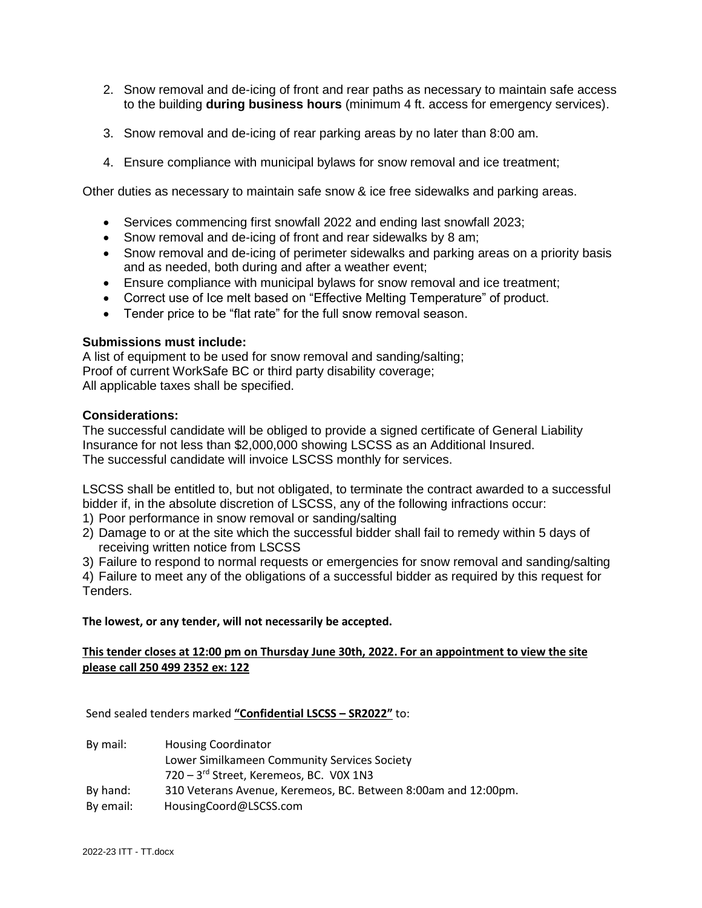2. Snow removal and de-icing of front and rear paths as necessary to maintain safe access to the building **during business hours** (minimum 4 ft. access for emergency services).

3. Snow removal and de-icing of rear parking areas by no later than 8:00 am.

4. Ensure compliance with municipal bylaws for snow removal and ice treatment;

Other duties as necessary to maintain safe snow & ice free sidewalks and parking areas.

- Services commencing first snowfall 2022 and ending last snowfall 2023;
- Snow removal and de-icing of front and rear sidewalks by 8 am;
- Snow removal and de-icing of perimeter sidewalks and parking areas on a priority basis and as needed, both during and after a weather event;
- Ensure compliance with municipal bylaws for snow removal and ice treatment;
- Correct use of Ice melt based on "Effective Melting Temperature" of product.
- Tender price to be "flat rate" for the full snow removal season.

**Submissions must include:**

A list of equipment to be used for snow removal and sanding/salting;
Proof of current WorkSafe BC or third party disability coverage;
All applicable taxes shall be specified.

**Considerations:**

The successful candidate will be obliged to provide a signed certificate of General Liability Insurance for not less than $2,000,000 showing LSCSS as an Additional Insured.
The successful candidate will invoice LSCSS monthly for services.

LSCSS shall be entitled to, but not obligated, to terminate the contract awarded to a successful bidder if, in the absolute discretion of LSCSS, any of the following infractions occur:

1) Poor performance in snow removal or sanding/salting
2) Damage to or at the site which the successful bidder shall fail to remedy within 5 days of receiving written notice from LSCSS
3) Failure to respond to normal requests or emergencies for snow removal and sanding/salting
4) Failure to meet any of the obligations of a successful bidder as required by this request for Tenders.

**The lowest, or any tender, will not necessarily be accepted.**

**<u>This tender closes at 12:00 pm on Thursday June 30th, 2022. For an appointment to view the site please call 250 499 2352 ex: 122</u>**

Send sealed tenders marked **<u>"Confidential LSCSS – SR2022"</u>** to:

| | |
|---|---|
| By mail: | Housing Coordinator<br>Lower Similkameen Community Services Society<br>720 – 3rd Street, Keremeos, BC. V0X 1N3 |
| By hand: | 310 Veterans Avenue, Keremeos, BC. Between 8:00am and 12:00pm. |
| By email: | HousingCoord@LSCSS.com |

2022-23 ITT - TT.docx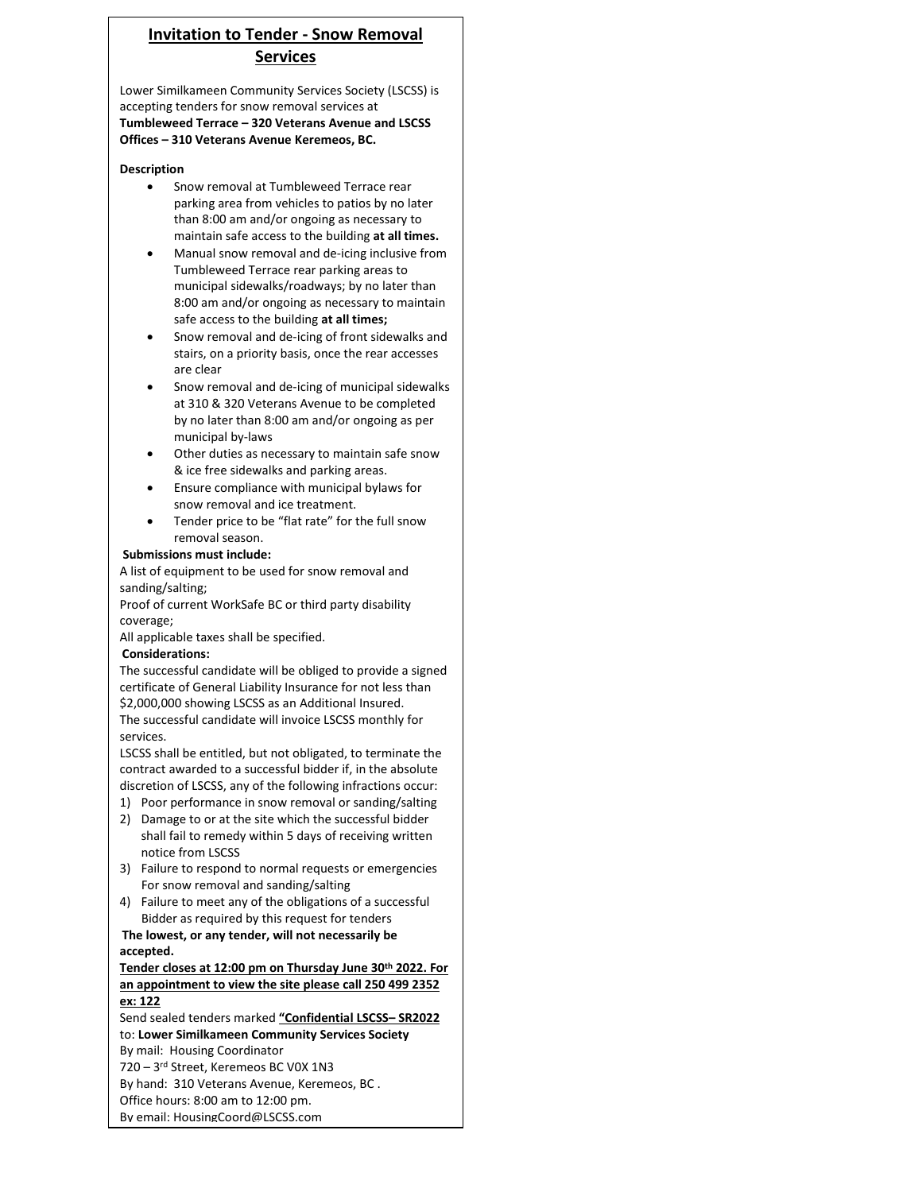# Invitation to Tender - Snow Removal Services

Lower Similkameen Community Services Society (LSCSS) is accepting tenders for snow removal services at **Tumbleweed Terrace – 320 Veterans Avenue and LSCSS Offices – 310 Veterans Avenue Keremeos, BC.**

**Description**

- Snow removal at Tumbleweed Terrace rear parking area from vehicles to patios by no later than 8:00 am and/or ongoing as necessary to maintain safe access to the building **at all times.**
- Manual snow removal and de-icing inclusive from Tumbleweed Terrace rear parking areas to municipal sidewalks/roadways; by no later than 8:00 am and/or ongoing as necessary to maintain safe access to the building **at all times;**
- Snow removal and de-icing of front sidewalks and stairs, on a priority basis, once the rear accesses are clear
- Snow removal and de-icing of municipal sidewalks at 310 & 320 Veterans Avenue to be completed by no later than 8:00 am and/or ongoing as per municipal by-laws
- Other duties as necessary to maintain safe snow & ice free sidewalks and parking areas.
- Ensure compliance with municipal bylaws for snow removal and ice treatment.
- Tender price to be "flat rate" for the full snow removal season.

**Submissions must include:**

A list of equipment to be used for snow removal and sanding/salting;

Proof of current WorkSafe BC or third party disability coverage;

All applicable taxes shall be specified.

**Considerations:**

The successful candidate will be obliged to provide a signed certificate of General Liability Insurance for not less than $2,000,000 showing LSCSS as an Additional Insured.

The successful candidate will invoice LSCSS monthly for services.

LSCSS shall be entitled, but not obligated, to terminate the contract awarded to a successful bidder if, in the absolute discretion of LSCSS, any of the following infractions occur:

1) Poor performance in snow removal or sanding/salting
2) Damage to or at the site which the successful bidder shall fail to remedy within 5 days of receiving written notice from LSCSS
3) Failure to respond to normal requests or emergencies For snow removal and sanding/salting
4) Failure to meet any of the obligations of a successful Bidder as required by this request for tenders

**The lowest, or any tender, will not necessarily be accepted.**

**Tender closes at 12:00 pm on Thursday June 30th 2022. For an appointment to view the site please call 250 499 2352 ex: 122**

Send sealed tenders marked **"Confidential LSCSS– SR2022** to: **Lower Similkameen Community Services Society**

By mail: Housing Coordinator

720 – 3rd Street, Keremeos BC V0X 1N3

By hand: 310 Veterans Avenue, Keremeos, BC .

Office hours: 8:00 am to 12:00 pm.

By email: HousingCoord@LSCSS.com